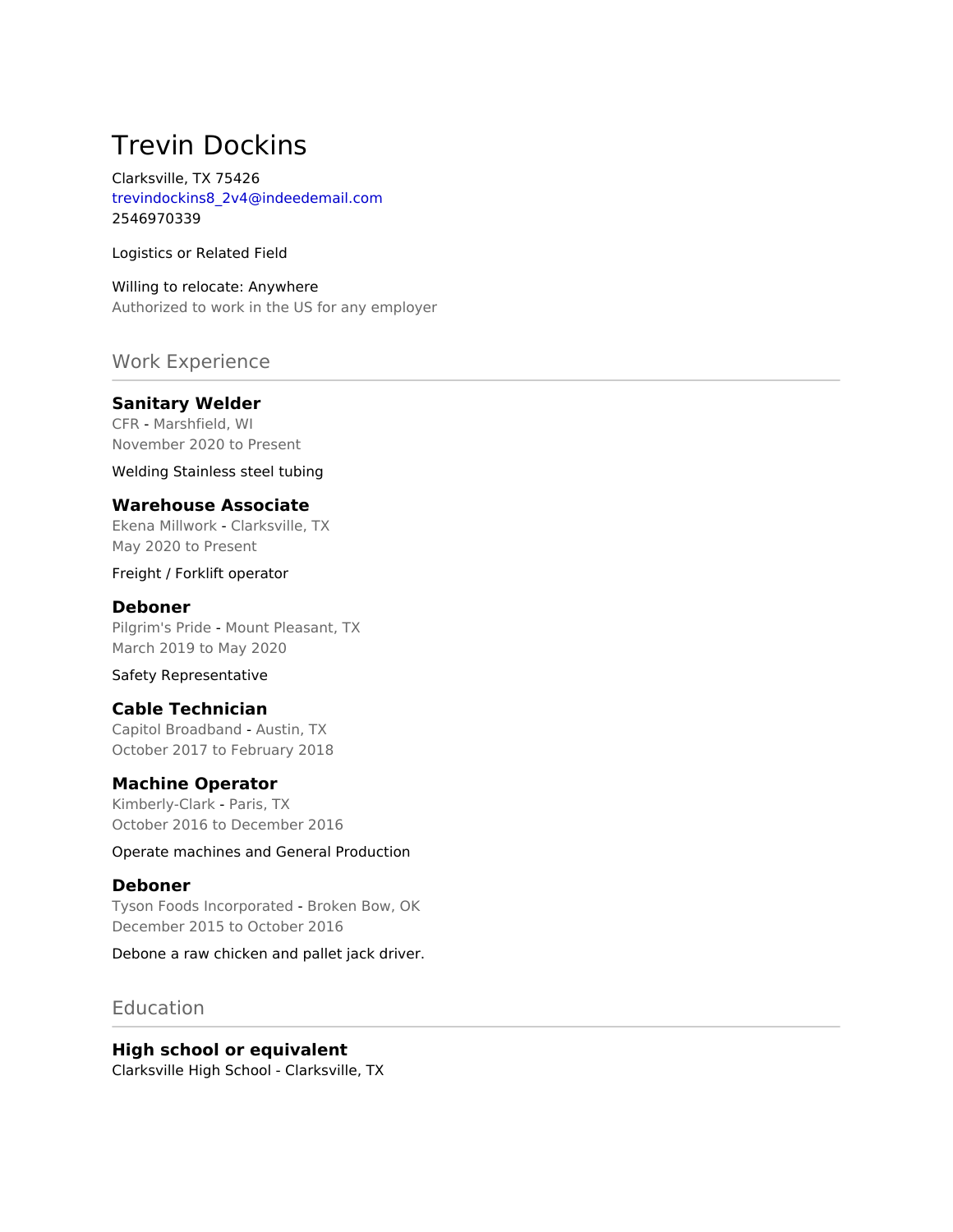# Trevin Dockins

Clarksville, TX 75426
trevindockins8_2v4@indeedemail.com
2546970339

Logistics or Related Field

Willing to relocate: Anywhere
Authorized to work in the US for any employer

## Work Experience

### Sanitary Welder

CFR - Marshfield, WI
November 2020 to Present

Welding Stainless steel tubing

### Warehouse Associate

Ekena Millwork - Clarksville, TX
May 2020 to Present

Freight / Forklift operator

### Deboner

Pilgrim's Pride - Mount Pleasant, TX
March 2019 to May 2020

Safety Representative

### Cable Technician

Capitol Broadband - Austin, TX
October 2017 to February 2018

### Machine Operator

Kimberly-Clark - Paris, TX
October 2016 to December 2016

Operate machines and General Production

### Deboner

Tyson Foods Incorporated - Broken Bow, OK
December 2015 to October 2016

Debone a raw chicken and pallet jack driver.

## Education

### High school or equivalent

Clarksville High School - Clarksville, TX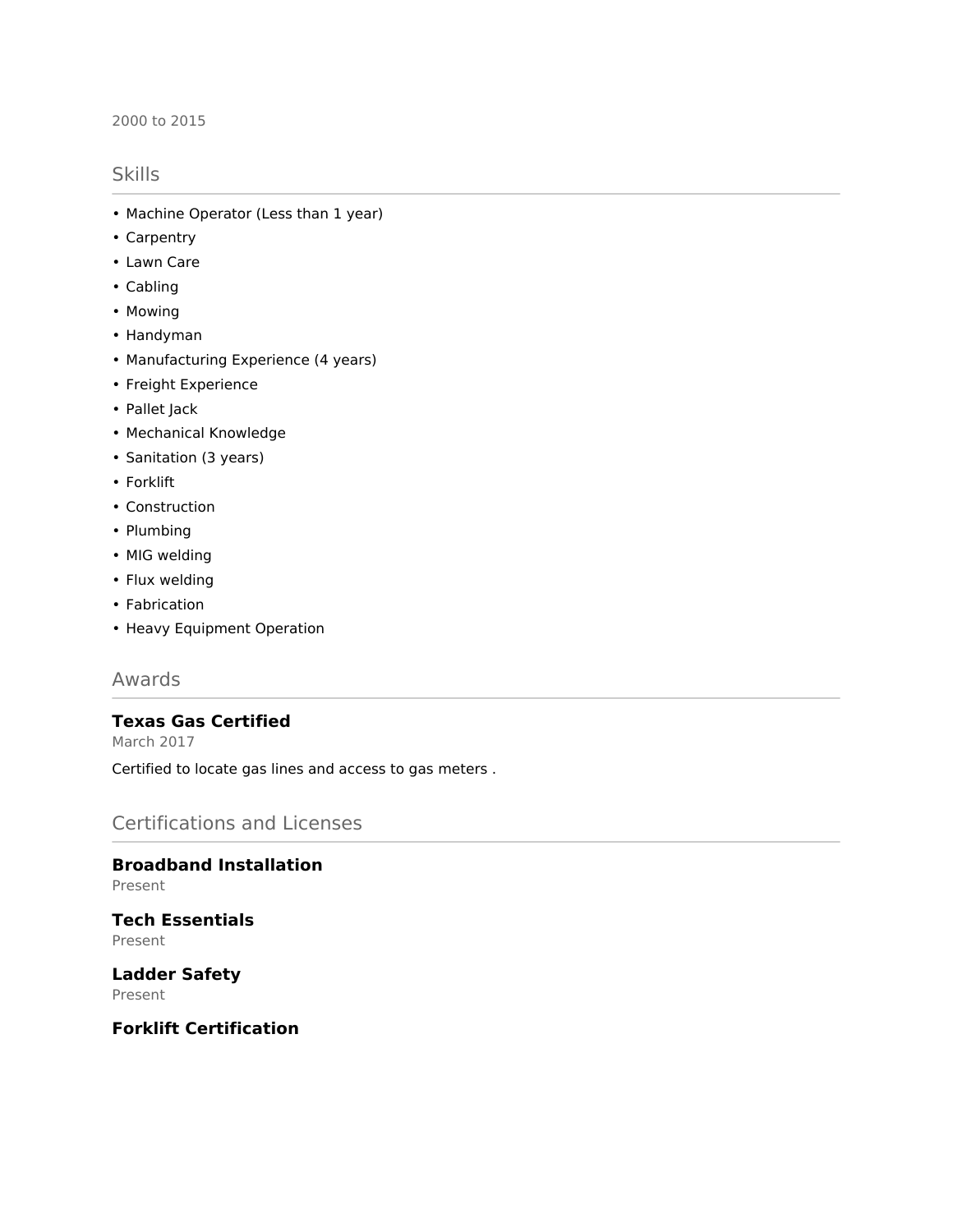2000 to 2015

## Skills

- Machine Operator (Less than 1 year)
- Carpentry
- Lawn Care
- Cabling
- Mowing
- Handyman
- Manufacturing Experience (4 years)
- Freight Experience
- Pallet Jack
- Mechanical Knowledge
- Sanitation (3 years)
- Forklift
- Construction
- Plumbing
- MIG welding
- Flux welding
- Fabrication
- Heavy Equipment Operation

## Awards

**Texas Gas Certified**
March 2017

Certified to locate gas lines and access to gas meters .

## Certifications and Licenses

**Broadband Installation**
Present

**Tech Essentials**
Present

**Ladder Safety**
Present

**Forklift Certification**